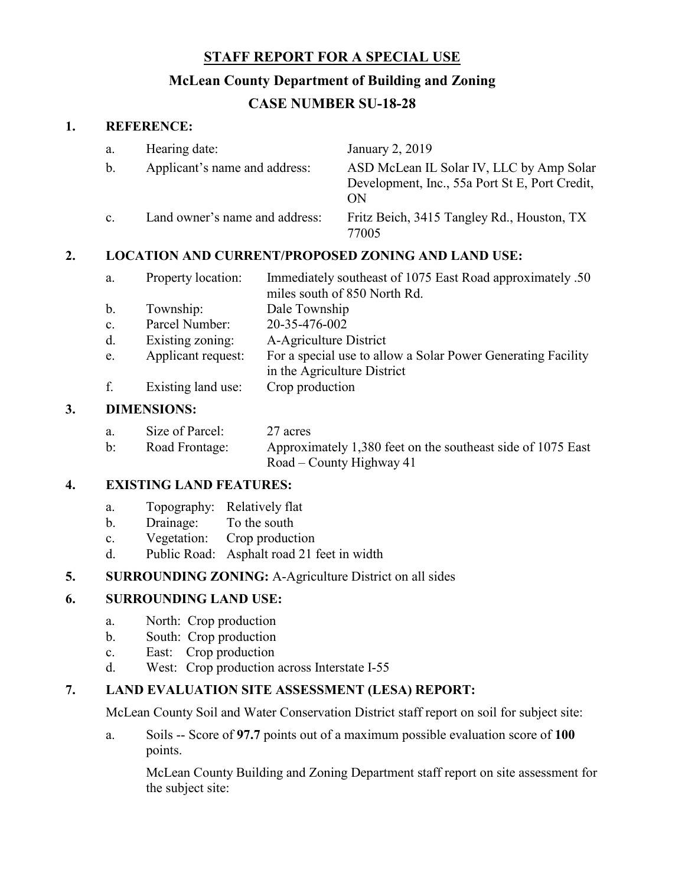# STAFF REPORT FOR A SPECIAL USE

## McLean County Department of Building and Zoning

## CASE NUMBER SU-18-28

**1. REFERENCE:**

a. Hearing date: January 2, 2019

b. Applicant's name and address: ASD McLean IL Solar IV, LLC by Amp Solar Development, Inc., 55a Port St E, Port Credit, ON

c. Land owner's name and address: Fritz Beich, 3415 Tangley Rd., Houston, TX 77005

**2. LOCATION AND CURRENT/PROPOSED ZONING AND LAND USE:**

a. Property location: Immediately southeast of 1075 East Road approximately .50 miles south of 850 North Rd.

b. Township: Dale Township

c. Parcel Number: 20-35-476-002

d. Existing zoning: A-Agriculture District

e. Applicant request: For a special use to allow a Solar Power Generating Facility in the Agriculture District

f. Existing land use: Crop production

**3. DIMENSIONS:**

a. Size of Parcel: 27 acres

b: Road Frontage: Approximately 1,380 feet on the southeast side of 1075 East Road – County Highway 41

**4. EXISTING LAND FEATURES:**

a. Topography: Relatively flat

b. Drainage: To the south

c. Vegetation: Crop production

d. Public Road: Asphalt road 21 feet in width

**5. SURROUNDING ZONING:** A-Agriculture District on all sides

**6. SURROUNDING LAND USE:**

a. North: Crop production

b. South: Crop production

c. East: Crop production

d. West: Crop production across Interstate I-55

**7. LAND EVALUATION SITE ASSESSMENT (LESA) REPORT:**

McLean County Soil and Water Conservation District staff report on soil for subject site:

a. Soils -- Score of **97.7** points out of a maximum possible evaluation score of **100** points.

McLean County Building and Zoning Department staff report on site assessment for the subject site: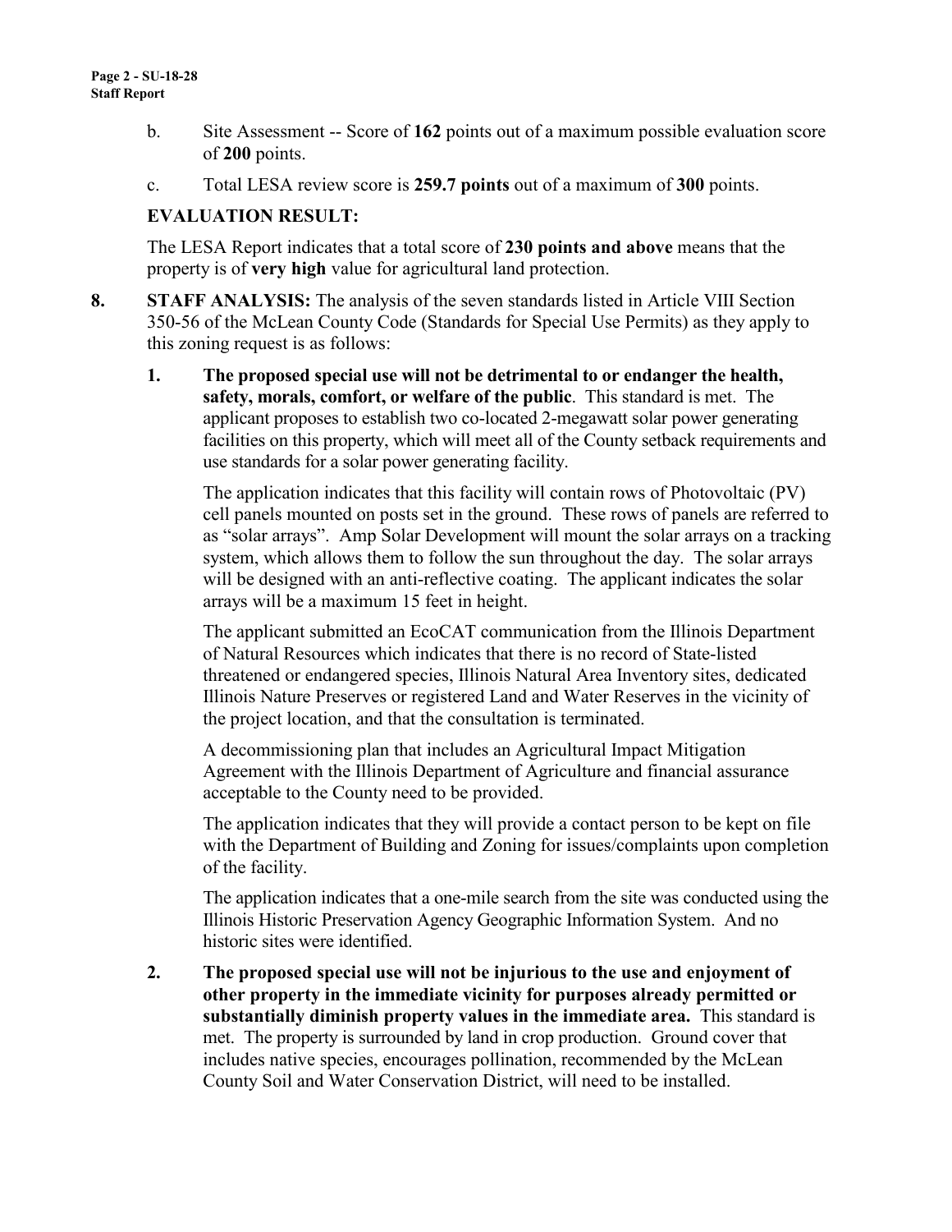b. Site Assessment -- Score of **162** points out of a maximum possible evaluation score of **200** points.

c. Total LESA review score is **259.7 points** out of a maximum of **300** points.

**EVALUATION RESULT:**

The LESA Report indicates that a total score of **230 points and above** means that the property is of **very high** value for agricultural land protection.

**8. STAFF ANALYSIS:** The analysis of the seven standards listed in Article VIII Section 350-56 of the McLean County Code (Standards for Special Use Permits) as they apply to this zoning request is as follows:

**1. The proposed special use will not be detrimental to or endanger the health, safety, morals, comfort, or welfare of the public**. This standard is met. The applicant proposes to establish two co-located 2-megawatt solar power generating facilities on this property, which will meet all of the County setback requirements and use standards for a solar power generating facility.

The application indicates that this facility will contain rows of Photovoltaic (PV) cell panels mounted on posts set in the ground. These rows of panels are referred to as "solar arrays". Amp Solar Development will mount the solar arrays on a tracking system, which allows them to follow the sun throughout the day. The solar arrays will be designed with an anti-reflective coating. The applicant indicates the solar arrays will be a maximum 15 feet in height.

The applicant submitted an EcoCAT communication from the Illinois Department of Natural Resources which indicates that there is no record of State-listed threatened or endangered species, Illinois Natural Area Inventory sites, dedicated Illinois Nature Preserves or registered Land and Water Reserves in the vicinity of the project location, and that the consultation is terminated.

A decommissioning plan that includes an Agricultural Impact Mitigation Agreement with the Illinois Department of Agriculture and financial assurance acceptable to the County need to be provided.

The application indicates that they will provide a contact person to be kept on file with the Department of Building and Zoning for issues/complaints upon completion of the facility.

The application indicates that a one-mile search from the site was conducted using the Illinois Historic Preservation Agency Geographic Information System. And no historic sites were identified.

**2. The proposed special use will not be injurious to the use and enjoyment of other property in the immediate vicinity for purposes already permitted or substantially diminish property values in the immediate area.** This standard is met. The property is surrounded by land in crop production. Ground cover that includes native species, encourages pollination, recommended by the McLean County Soil and Water Conservation District, will need to be installed.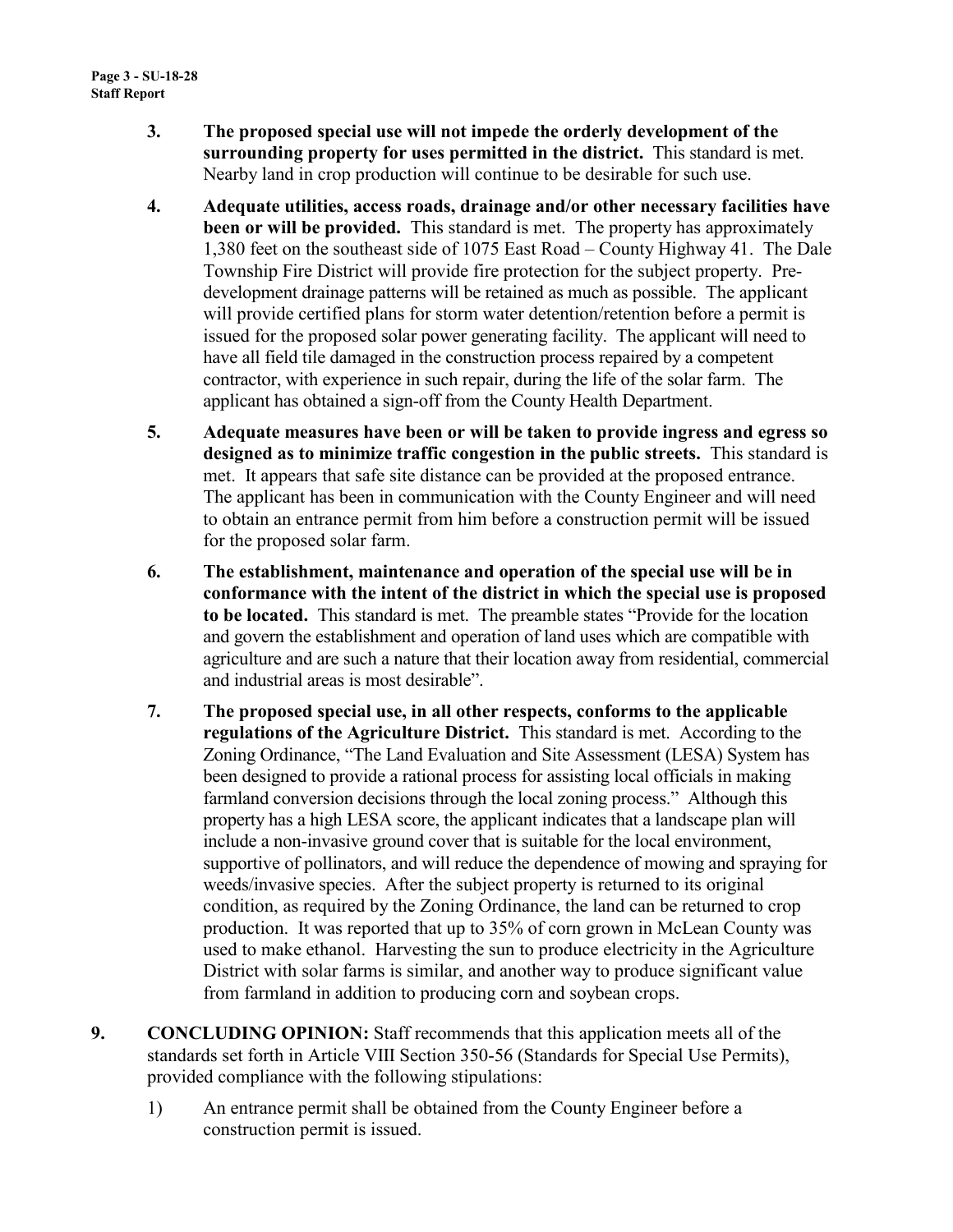3. **The proposed special use will not impede the orderly development of the surrounding property for uses permitted in the district.** This standard is met. Nearby land in crop production will continue to be desirable for such use.

4. **Adequate utilities, access roads, drainage and/or other necessary facilities have been or will be provided.** This standard is met. The property has approximately 1,380 feet on the southeast side of 1075 East Road – County Highway 41. The Dale Township Fire District will provide fire protection for the subject property. Pre-development drainage patterns will be retained as much as possible. The applicant will provide certified plans for storm water detention/retention before a permit is issued for the proposed solar power generating facility. The applicant will need to have all field tile damaged in the construction process repaired by a competent contractor, with experience in such repair, during the life of the solar farm. The applicant has obtained a sign-off from the County Health Department.

5. **Adequate measures have been or will be taken to provide ingress and egress so designed as to minimize traffic congestion in the public streets.** This standard is met. It appears that safe site distance can be provided at the proposed entrance. The applicant has been in communication with the County Engineer and will need to obtain an entrance permit from him before a construction permit will be issued for the proposed solar farm.

6. **The establishment, maintenance and operation of the special use will be in conformance with the intent of the district in which the special use is proposed to be located.** This standard is met. The preamble states "Provide for the location and govern the establishment and operation of land uses which are compatible with agriculture and are such a nature that their location away from residential, commercial and industrial areas is most desirable".

7. **The proposed special use, in all other respects, conforms to the applicable regulations of the Agriculture District.** This standard is met. According to the Zoning Ordinance, "The Land Evaluation and Site Assessment (LESA) System has been designed to provide a rational process for assisting local officials in making farmland conversion decisions through the local zoning process." Although this property has a high LESA score, the applicant indicates that a landscape plan will include a non-invasive ground cover that is suitable for the local environment, supportive of pollinators, and will reduce the dependence of mowing and spraying for weeds/invasive species. After the subject property is returned to its original condition, as required by the Zoning Ordinance, the land can be returned to crop production. It was reported that up to 35% of corn grown in McLean County was used to make ethanol. Harvesting the sun to produce electricity in the Agriculture District with solar farms is similar, and another way to produce significant value from farmland in addition to producing corn and soybean crops.

9. **CONCLUDING OPINION:** Staff recommends that this application meets all of the standards set forth in Article VIII Section 350-56 (Standards for Special Use Permits), provided compliance with the following stipulations:

   1) An entrance permit shall be obtained from the County Engineer before a construction permit is issued.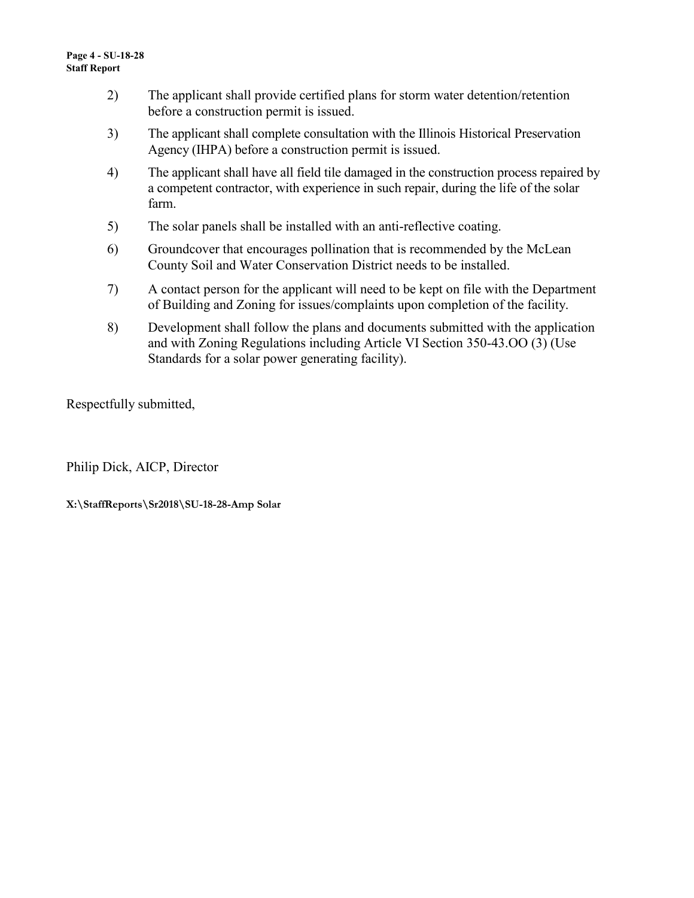2) The applicant shall provide certified plans for storm water detention/retention before a construction permit is issued.

3) The applicant shall complete consultation with the Illinois Historical Preservation Agency (IHPA) before a construction permit is issued.

4) The applicant shall have all field tile damaged in the construction process repaired by a competent contractor, with experience in such repair, during the life of the solar farm.

5) The solar panels shall be installed with an anti-reflective coating.

6) Groundcover that encourages pollination that is recommended by the McLean County Soil and Water Conservation District needs to be installed.

7) A contact person for the applicant will need to be kept on file with the Department of Building and Zoning for issues/complaints upon completion of the facility.

8) Development shall follow the plans and documents submitted with the application and with Zoning Regulations including Article VI Section 350-43.OO (3) (Use Standards for a solar power generating facility).

Respectfully submitted,

Philip Dick, AICP, Director

**X:\StaffReports\Sr2018\SU-18-28-Amp Solar**